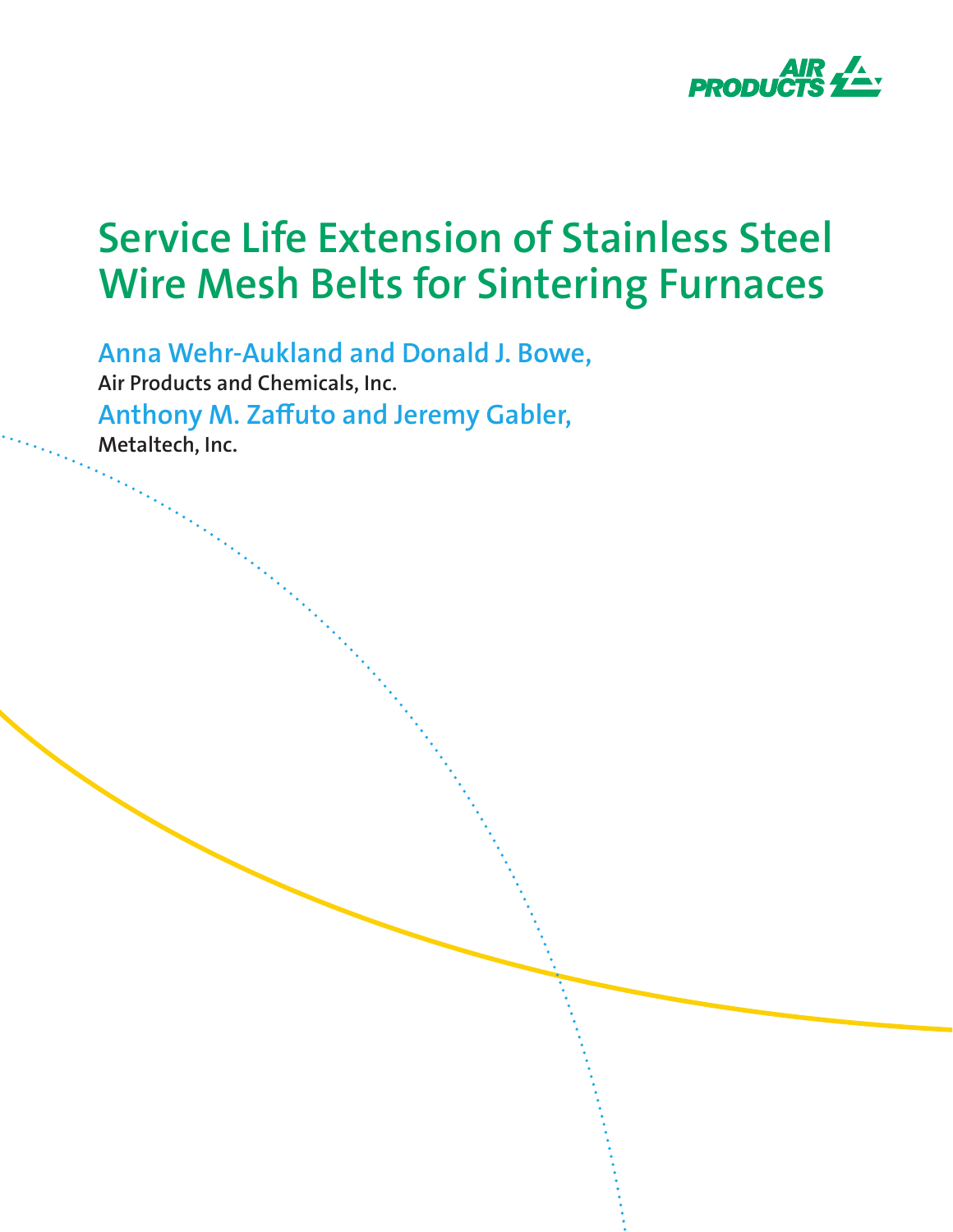# Service Life Extension of Stainless Steel Wire Mesh Belts for Sintering Furnaces

**Anna Wehr-Aukland and Donald J. Bowe,**
Air Products and Chemicals, Inc.

**Anthony M. Zaffuto and Jeremy Gabler,**
Metaltech, Inc.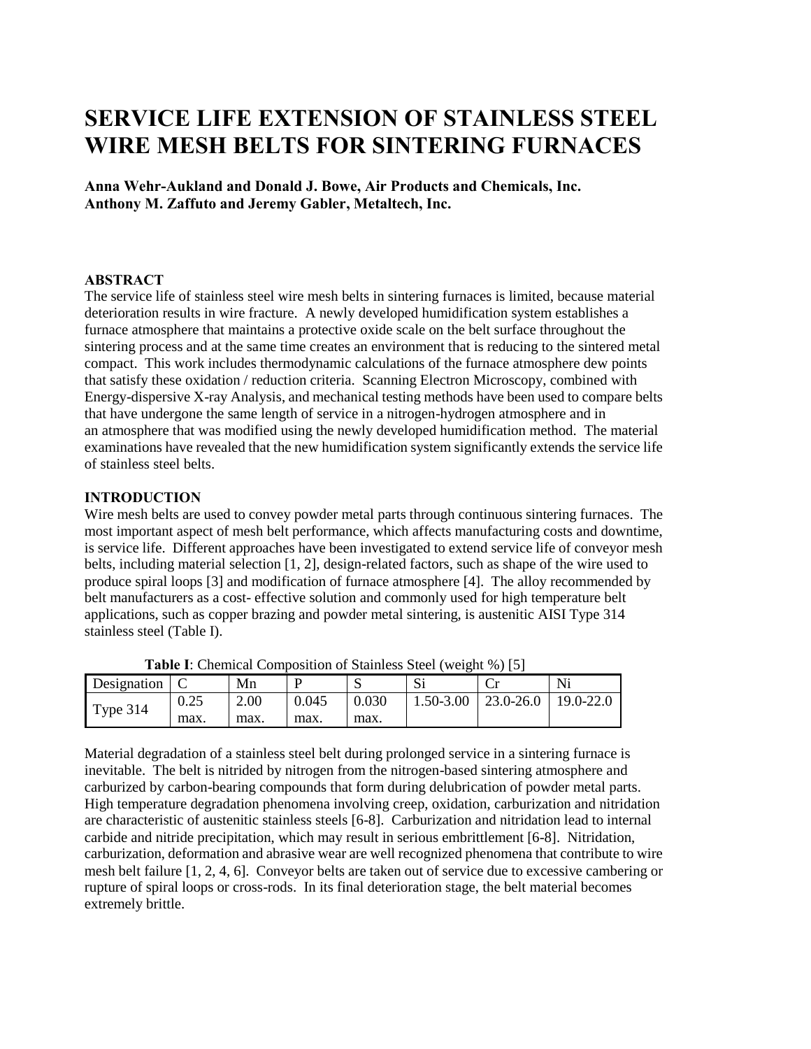# SERVICE LIFE EXTENSION OF STAINLESS STEEL WIRE MESH BELTS FOR SINTERING FURNACES

**Anna Wehr-Aukland and Donald J. Bowe, Air Products and Chemicals, Inc.**
**Anthony M. Zaffuto and Jeremy Gabler, Metaltech, Inc.**

## ABSTRACT

The service life of stainless steel wire mesh belts in sintering furnaces is limited, because material deterioration results in wire fracture. A newly developed humidification system establishes a furnace atmosphere that maintains a protective oxide scale on the belt surface throughout the sintering process and at the same time creates an environment that is reducing to the sintered metal compact. This work includes thermodynamic calculations of the furnace atmosphere dew points that satisfy these oxidation / reduction criteria. Scanning Electron Microscopy, combined with Energy-dispersive X-ray Analysis, and mechanical testing methods have been used to compare belts that have undergone the same length of service in a nitrogen-hydrogen atmosphere and in an atmosphere that was modified using the newly developed humidification method. The material examinations have revealed that the new humidification system significantly extends the service life of stainless steel belts.

## INTRODUCTION

Wire mesh belts are used to convey powder metal parts through continuous sintering furnaces. The most important aspect of mesh belt performance, which affects manufacturing costs and downtime, is service life. Different approaches have been investigated to extend service life of conveyor mesh belts, including material selection [1, 2], design-related factors, such as shape of the wire used to produce spiral loops [3] and modification of furnace atmosphere [4]. The alloy recommended by belt manufacturers as a cost- effective solution and commonly used for high temperature belt applications, such as copper brazing and powder metal sintering, is austenitic AISI Type 314 stainless steel (Table I).

**Table I**: Chemical Composition of Stainless Steel (weight %) [5]

| Designation | C | Mn | P | S | Si | Cr | Ni |
|---|---|---|---|---|---|---|---|
| Type 314 | 0.25 max. | 2.00 max. | 0.045 max. | 0.030 max. | 1.50-3.00 | 23.0-26.0 | 19.0-22.0 |

Material degradation of a stainless steel belt during prolonged service in a sintering furnace is inevitable. The belt is nitrided by nitrogen from the nitrogen-based sintering atmosphere and carburized by carbon-bearing compounds that form during delubrication of powder metal parts. High temperature degradation phenomena involving creep, oxidation, carburization and nitridation are characteristic of austenitic stainless steels [6-8]. Carburization and nitridation lead to internal carbide and nitride precipitation, which may result in serious embrittlement [6-8]. Nitridation, carburization, deformation and abrasive wear are well recognized phenomena that contribute to wire mesh belt failure [1, 2, 4, 6]. Conveyor belts are taken out of service due to excessive cambering or rupture of spiral loops or cross-rods. In its final deterioration stage, the belt material becomes extremely brittle.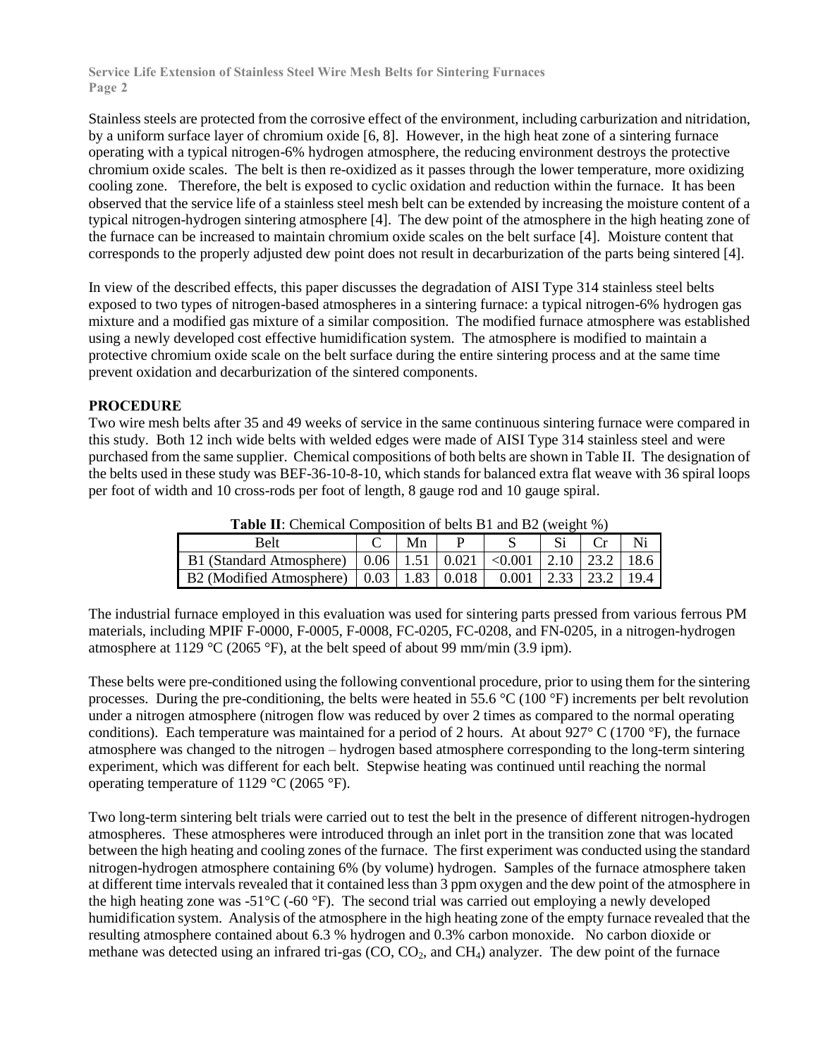Stainless steels are protected from the corrosive effect of the environment, including carburization and nitridation, by a uniform surface layer of chromium oxide [6, 8]. However, in the high heat zone of a sintering furnace operating with a typical nitrogen-6% hydrogen atmosphere, the reducing environment destroys the protective chromium oxide scales. The belt is then re-oxidized as it passes through the lower temperature, more oxidizing cooling zone. Therefore, the belt is exposed to cyclic oxidation and reduction within the furnace. It has been observed that the service life of a stainless steel mesh belt can be extended by increasing the moisture content of a typical nitrogen-hydrogen sintering atmosphere [4]. The dew point of the atmosphere in the high heating zone of the furnace can be increased to maintain chromium oxide scales on the belt surface [4]. Moisture content that corresponds to the properly adjusted dew point does not result in decarburization of the parts being sintered [4].

In view of the described effects, this paper discusses the degradation of AISI Type 314 stainless steel belts exposed to two types of nitrogen-based atmospheres in a sintering furnace: a typical nitrogen-6% hydrogen gas mixture and a modified gas mixture of a similar composition. The modified furnace atmosphere was established using a newly developed cost effective humidification system. The atmosphere is modified to maintain a protective chromium oxide scale on the belt surface during the entire sintering process and at the same time prevent oxidation and decarburization of the sintered components.

## PROCEDURE

Two wire mesh belts after 35 and 49 weeks of service in the same continuous sintering furnace were compared in this study. Both 12 inch wide belts with welded edges were made of AISI Type 314 stainless steel and were purchased from the same supplier. Chemical compositions of both belts are shown in Table II. The designation of the belts used in these study was BEF-36-10-8-10, which stands for balanced extra flat weave with 36 spiral loops per foot of width and 10 cross-rods per foot of length, 8 gauge rod and 10 gauge spiral.

**Table II**: Chemical Composition of belts B1 and B2 (weight %)

| Belt | C | Mn | P | S | Si | Cr | Ni |
|---|---|---|---|---|---|---|---|
| B1 (Standard Atmosphere) | 0.06 | 1.51 | 0.021 | <0.001 | 2.10 | 23.2 | 18.6 |
| B2 (Modified Atmosphere) | 0.03 | 1.83 | 0.018 | 0.001 | 2.33 | 23.2 | 19.4 |

The industrial furnace employed in this evaluation was used for sintering parts pressed from various ferrous PM materials, including MPIF F-0000, F-0005, F-0008, FC-0205, FC-0208, and FN-0205, in a nitrogen-hydrogen atmosphere at 1129 °C (2065 °F), at the belt speed of about 99 mm/min (3.9 ipm).

These belts were pre-conditioned using the following conventional procedure, prior to using them for the sintering processes. During the pre-conditioning, the belts were heated in 55.6 °C (100 °F) increments per belt revolution under a nitrogen atmosphere (nitrogen flow was reduced by over 2 times as compared to the normal operating conditions). Each temperature was maintained for a period of 2 hours. At about 927° C (1700 °F), the furnace atmosphere was changed to the nitrogen – hydrogen based atmosphere corresponding to the long-term sintering experiment, which was different for each belt. Stepwise heating was continued until reaching the normal operating temperature of 1129 °C (2065 °F).

Two long-term sintering belt trials were carried out to test the belt in the presence of different nitrogen-hydrogen atmospheres. These atmospheres were introduced through an inlet port in the transition zone that was located between the high heating and cooling zones of the furnace. The first experiment was conducted using the standard nitrogen-hydrogen atmosphere containing 6% (by volume) hydrogen. Samples of the furnace atmosphere taken at different time intervals revealed that it contained less than 3 ppm oxygen and the dew point of the atmosphere in the high heating zone was -51°C (-60 °F). The second trial was carried out employing a newly developed humidification system. Analysis of the atmosphere in the high heating zone of the empty furnace revealed that the resulting atmosphere contained about 6.3 % hydrogen and 0.3% carbon monoxide. No carbon dioxide or methane was detected using an infrared tri-gas (CO, $CO_2$, and $CH_4$) analyzer. The dew point of the furnace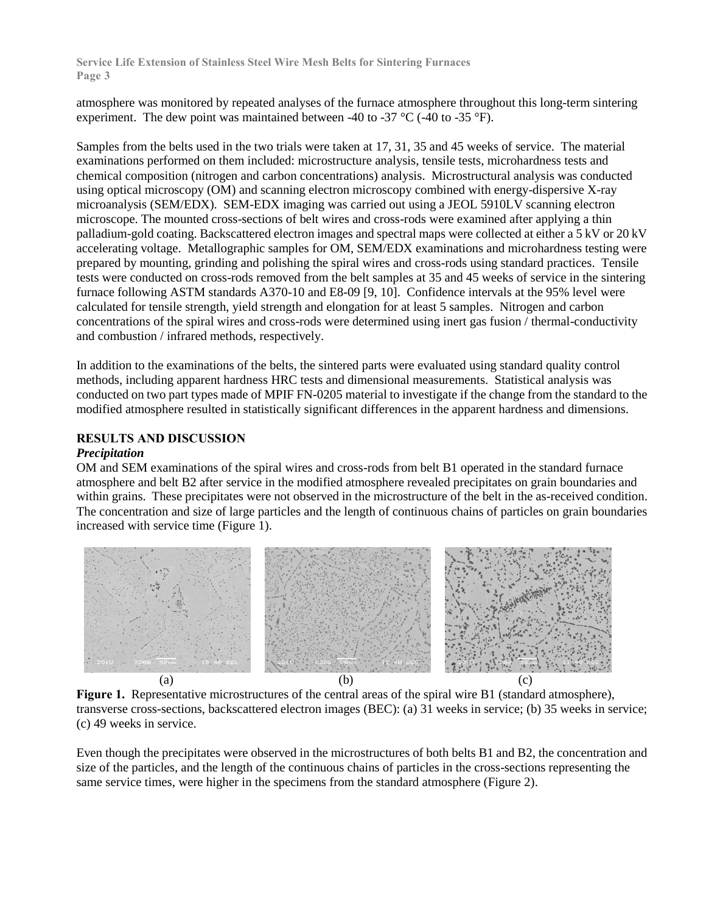atmosphere was monitored by repeated analyses of the furnace atmosphere throughout this long-term sintering experiment. The dew point was maintained between -40 to -37 °C (-40 to -35 °F).

Samples from the belts used in the two trials were taken at 17, 31, 35 and 45 weeks of service. The material examinations performed on them included: microstructure analysis, tensile tests, microhardness tests and chemical composition (nitrogen and carbon concentrations) analysis. Microstructural analysis was conducted using optical microscopy (OM) and scanning electron microscopy combined with energy-dispersive X-ray microanalysis (SEM/EDX). SEM-EDX imaging was carried out using a JEOL 5910LV scanning electron microscope. The mounted cross-sections of belt wires and cross-rods were examined after applying a thin palladium-gold coating. Backscattered electron images and spectral maps were collected at either a 5 kV or 20 kV accelerating voltage. Metallographic samples for OM, SEM/EDX examinations and microhardness testing were prepared by mounting, grinding and polishing the spiral wires and cross-rods using standard practices. Tensile tests were conducted on cross-rods removed from the belt samples at 35 and 45 weeks of service in the sintering furnace following ASTM standards A370-10 and E8-09 [9, 10]. Confidence intervals at the 95% level were calculated for tensile strength, yield strength and elongation for at least 5 samples. Nitrogen and carbon concentrations of the spiral wires and cross-rods were determined using inert gas fusion / thermal-conductivity and combustion / infrared methods, respectively.

In addition to the examinations of the belts, the sintered parts were evaluated using standard quality control methods, including apparent hardness HRC tests and dimensional measurements. Statistical analysis was conducted on two part types made of MPIF FN-0205 material to investigate if the change from the standard to the modified atmosphere resulted in statistically significant differences in the apparent hardness and dimensions.

## RESULTS AND DISCUSSION

### *Precipitation*

OM and SEM examinations of the spiral wires and cross-rods from belt B1 operated in the standard furnace atmosphere and belt B2 after service in the modified atmosphere revealed precipitates on grain boundaries and within grains. These precipitates were not observed in the microstructure of the belt in the as-received condition. The concentration and size of large particles and the length of continuous chains of particles on grain boundaries increased with service time (Figure 1).

(a) (b) (c)

**Figure 1.** Representative microstructures of the central areas of the spiral wire B1 (standard atmosphere), transverse cross-sections, backscattered electron images (BEC): (a) 31 weeks in service; (b) 35 weeks in service; (c) 49 weeks in service.

Even though the precipitates were observed in the microstructures of both belts B1 and B2, the concentration and size of the particles, and the length of the continuous chains of particles in the cross-sections representing the same service times, were higher in the specimens from the standard atmosphere (Figure 2).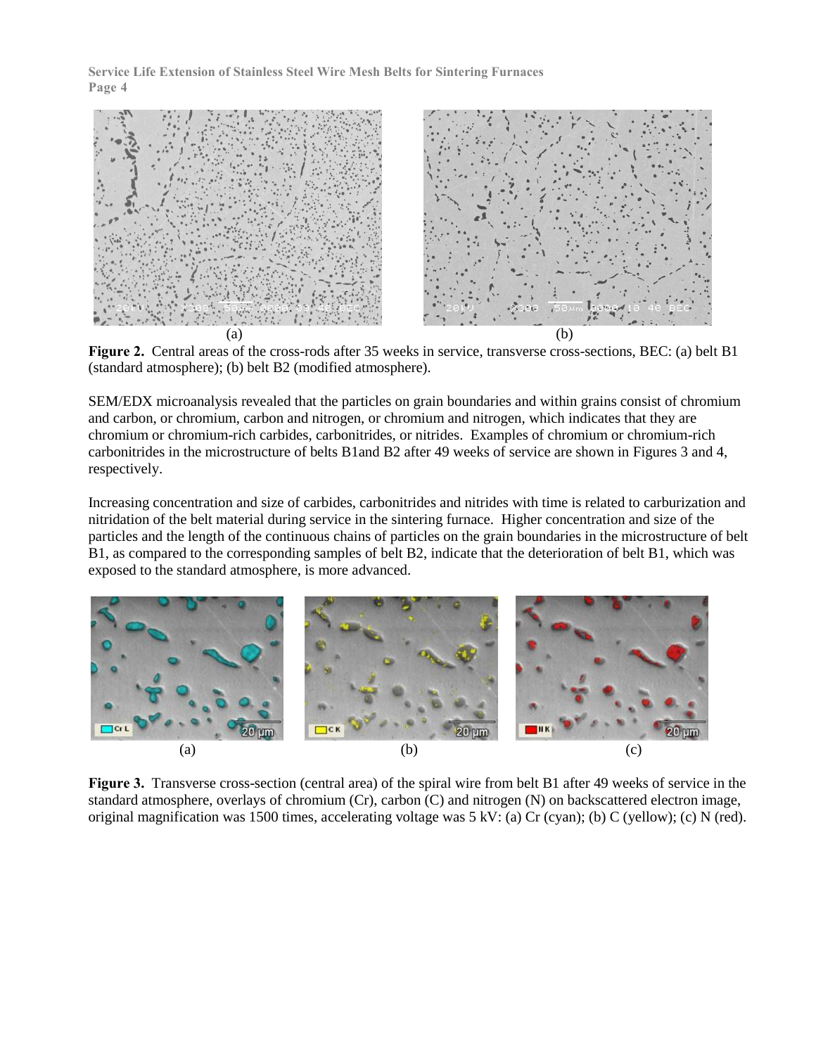(a) (b)

**Figure 2.** Central areas of the cross-rods after 35 weeks in service, transverse cross-sections, BEC: (a) belt B1 (standard atmosphere); (b) belt B2 (modified atmosphere).

SEM/EDX microanalysis revealed that the particles on grain boundaries and within grains consist of chromium and carbon, or chromium, carbon and nitrogen, or chromium and nitrogen, which indicates that they are chromium or chromium-rich carbides, carbonitrides, or nitrides. Examples of chromium or chromium-rich carbonitrides in the microstructure of belts B1and B2 after 49 weeks of service are shown in Figures 3 and 4, respectively.

Increasing concentration and size of carbides, carbonitrides and nitrides with time is related to carburization and nitridation of the belt material during service in the sintering furnace. Higher concentration and size of the particles and the length of the continuous chains of particles on the grain boundaries in the microstructure of belt B1, as compared to the corresponding samples of belt B2, indicate that the deterioration of belt B1, which was exposed to the standard atmosphere, is more advanced.

(a) (b) (c)

**Figure 3.** Transverse cross-section (central area) of the spiral wire from belt B1 after 49 weeks of service in the standard atmosphere, overlays of chromium (Cr), carbon (C) and nitrogen (N) on backscattered electron image, original magnification was 1500 times, accelerating voltage was 5 kV: (a) Cr (cyan); (b) C (yellow); (c) N (red).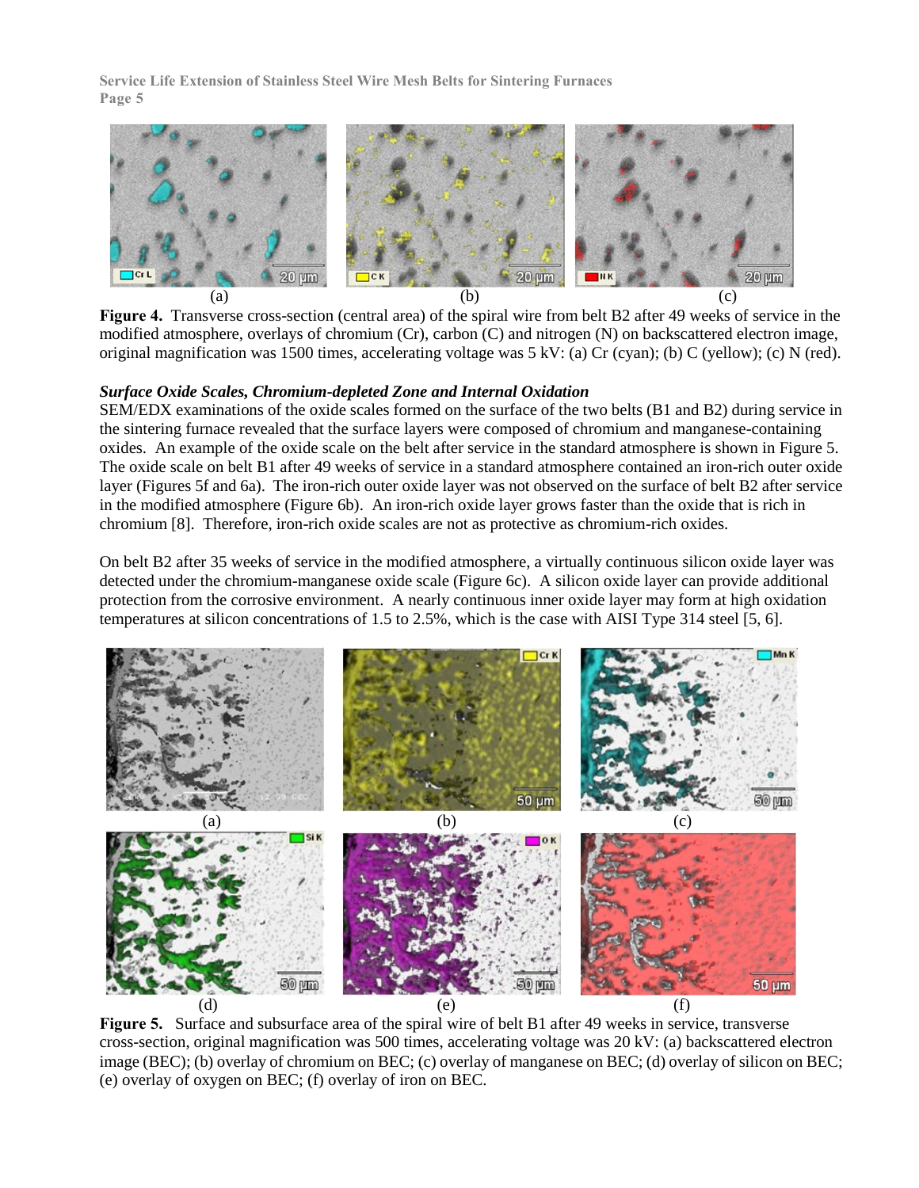**Figure 4.** Transverse cross-section (central area) of the spiral wire from belt B2 after 49 weeks of service in the modified atmosphere, overlays of chromium (Cr), carbon (C) and nitrogen (N) on backscattered electron image, original magnification was 1500 times, accelerating voltage was 5 kV: (a) Cr (cyan); (b) C (yellow); (c) N (red).

### *Surface Oxide Scales, Chromium-depleted Zone and Internal Oxidation*

SEM/EDX examinations of the oxide scales formed on the surface of the two belts (B1 and B2) during service in the sintering furnace revealed that the surface layers were composed of chromium and manganese-containing oxides. An example of the oxide scale on the belt after service in the standard atmosphere is shown in Figure 5. The oxide scale on belt B1 after 49 weeks of service in a standard atmosphere contained an iron-rich outer oxide layer (Figures 5f and 6a). The iron-rich outer oxide layer was not observed on the surface of belt B2 after service in the modified atmosphere (Figure 6b). An iron-rich oxide layer grows faster than the oxide that is rich in chromium [8]. Therefore, iron-rich oxide scales are not as protective as chromium-rich oxides.

On belt B2 after 35 weeks of service in the modified atmosphere, a virtually continuous silicon oxide layer was detected under the chromium-manganese oxide scale (Figure 6c). A silicon oxide layer can provide additional protection from the corrosive environment. A nearly continuous inner oxide layer may form at high oxidation temperatures at silicon concentrations of 1.5 to 2.5%, which is the case with AISI Type 314 steel [5, 6].

**Figure 5.** Surface and subsurface area of the spiral wire of belt B1 after 49 weeks in service, transverse cross-section, original magnification was 500 times, accelerating voltage was 20 kV: (a) backscattered electron image (BEC); (b) overlay of chromium on BEC; (c) overlay of manganese on BEC; (d) overlay of silicon on BEC; (e) overlay of oxygen on BEC; (f) overlay of iron on BEC.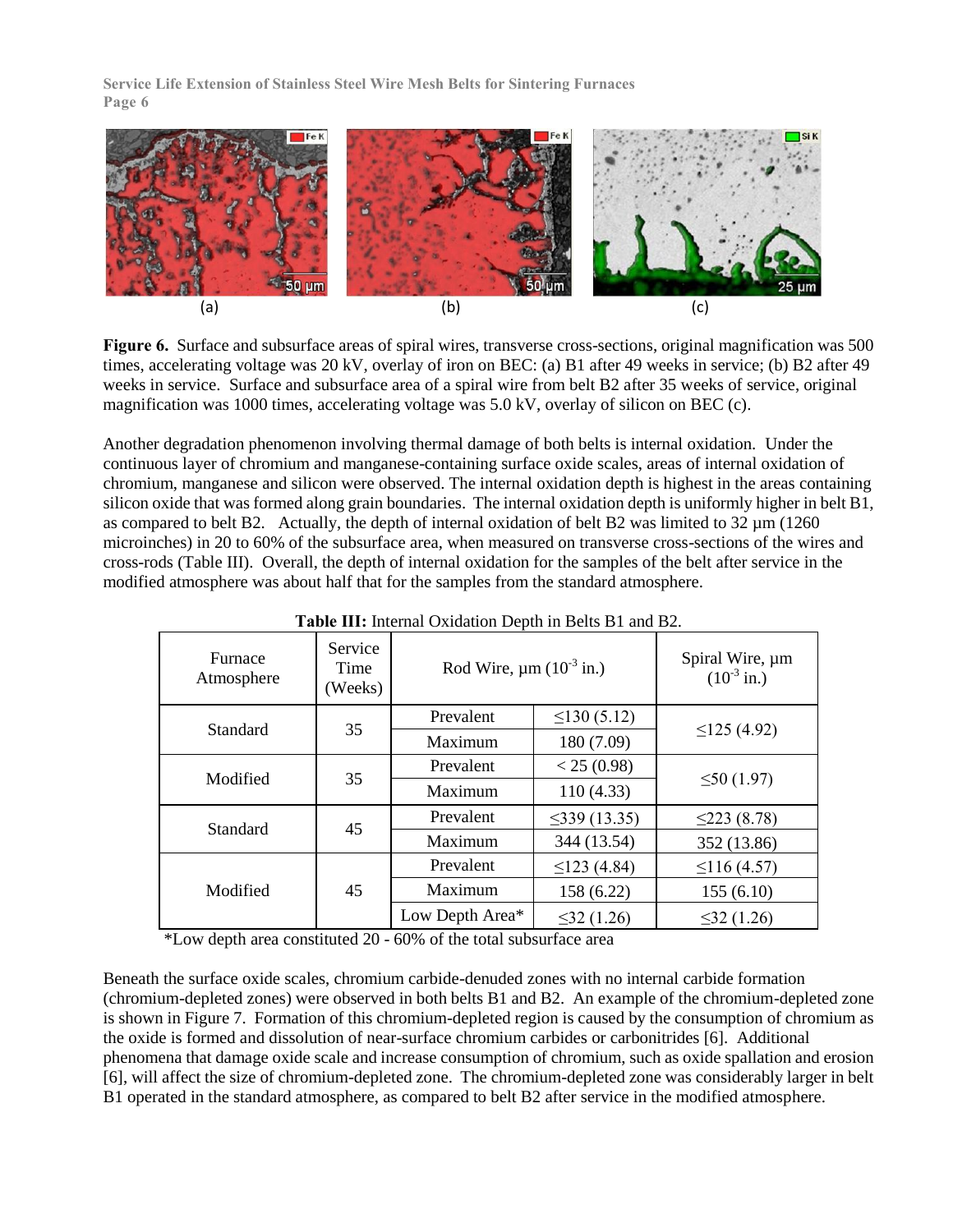**Figure 6.** Surface and subsurface areas of spiral wires, transverse cross-sections, original magnification was 500 times, accelerating voltage was 20 kV, overlay of iron on BEC: (a) B1 after 49 weeks in service; (b) B2 after 49 weeks in service. Surface and subsurface area of a spiral wire from belt B2 after 35 weeks of service, original magnification was 1000 times, accelerating voltage was 5.0 kV, overlay of silicon on BEC (c).

Another degradation phenomenon involving thermal damage of both belts is internal oxidation. Under the continuous layer of chromium and manganese-containing surface oxide scales, areas of internal oxidation of chromium, manganese and silicon were observed. The internal oxidation depth is highest in the areas containing silicon oxide that was formed along grain boundaries. The internal oxidation depth is uniformly higher in belt B1, as compared to belt B2. Actually, the depth of internal oxidation of belt B2 was limited to 32 µm (1260 microinches) in 20 to 60% of the subsurface area, when measured on transverse cross-sections of the wires and cross-rods (Table III). Overall, the depth of internal oxidation for the samples of the belt after service in the modified atmosphere was about half that for the samples from the standard atmosphere.

**Table III:** Internal Oxidation Depth in Belts B1 and B2.

| Furnace Atmosphere | Service Time (Weeks) | Rod Wire, µm ($10^{-3}$ in.) | | Spiral Wire, µm ($10^{-3}$ in.) |
|---|---|---|---|---|
| Standard | 35 | Prevalent | ≤130 (5.12) | ≤125 (4.92) |
| | | Maximum | 180 (7.09) | |
| Modified | 35 | Prevalent | < 25 (0.98) | ≤50 (1.97) |
| | | Maximum | 110 (4.33) | |
| Standard | 45 | Prevalent | ≤339 (13.35) | ≤223 (8.78) |
| | | Maximum | 344 (13.54) | 352 (13.86) |
| Modified | 45 | Prevalent | ≤123 (4.84) | ≤116 (4.57) |
| | | Maximum | 158 (6.22) | 155 (6.10) |
| | | Low Depth Area* | ≤32 (1.26) | ≤32 (1.26) |

*Low depth area constituted 20 - 60% of the total subsurface area

Beneath the surface oxide scales, chromium carbide-denuded zones with no internal carbide formation (chromium-depleted zones) were observed in both belts B1 and B2. An example of the chromium-depleted zone is shown in Figure 7. Formation of this chromium-depleted region is caused by the consumption of chromium as the oxide is formed and dissolution of near-surface chromium carbides or carbonitrides [6]. Additional phenomena that damage oxide scale and increase consumption of chromium, such as oxide spallation and erosion [6], will affect the size of chromium-depleted zone. The chromium-depleted zone was considerably larger in belt B1 operated in the standard atmosphere, as compared to belt B2 after service in the modified atmosphere.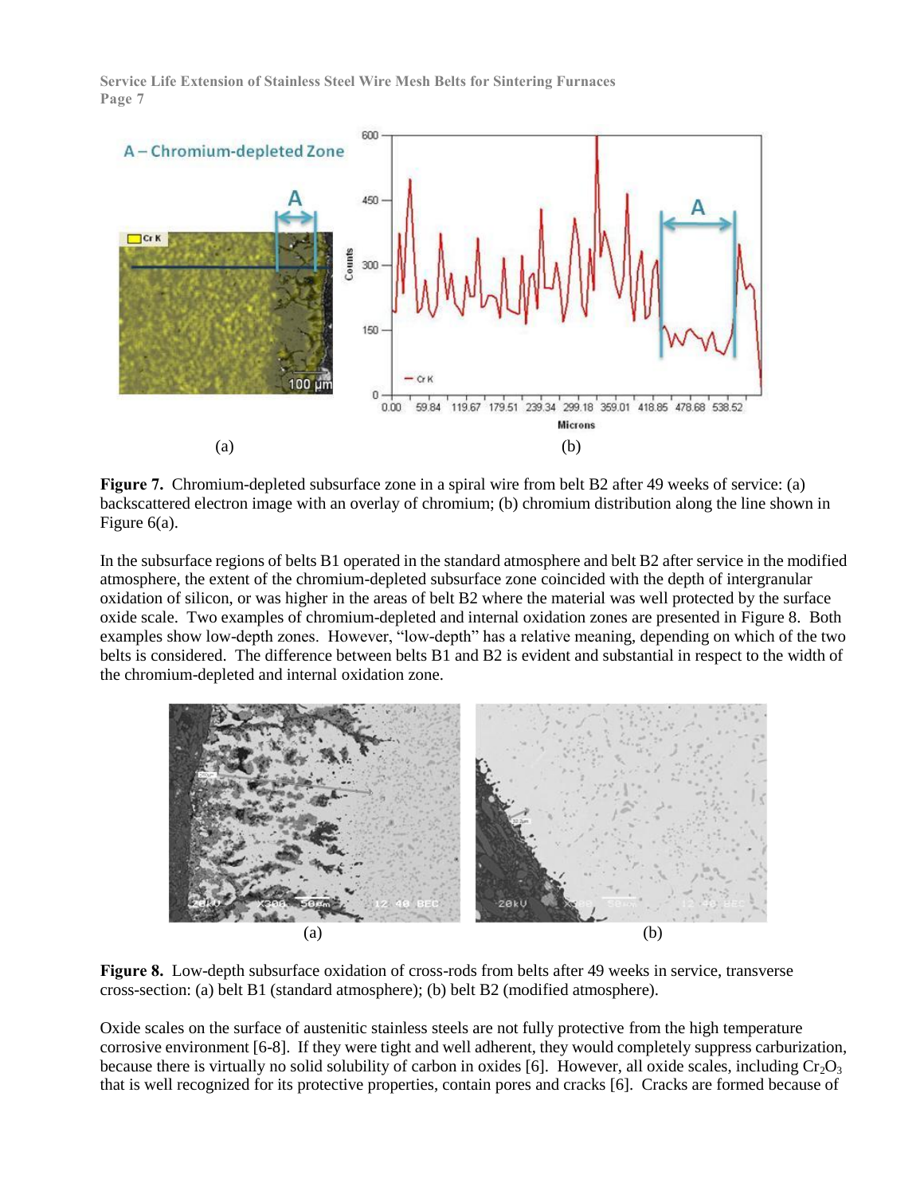(a) (b)

**Figure 7.** Chromium-depleted subsurface zone in a spiral wire from belt B2 after 49 weeks of service: (a) backscattered electron image with an overlay of chromium; (b) chromium distribution along the line shown in Figure 6(a).

In the subsurface regions of belts B1 operated in the standard atmosphere and belt B2 after service in the modified atmosphere, the extent of the chromium-depleted subsurface zone coincided with the depth of intergranular oxidation of silicon, or was higher in the areas of belt B2 where the material was well protected by the surface oxide scale. Two examples of chromium-depleted and internal oxidation zones are presented in Figure 8. Both examples show low-depth zones. However, "low-depth" has a relative meaning, depending on which of the two belts is considered. The difference between belts B1 and B2 is evident and substantial in respect to the width of the chromium-depleted and internal oxidation zone.

(a) (b)

**Figure 8.** Low-depth subsurface oxidation of cross-rods from belts after 49 weeks in service, transverse cross-section: (a) belt B1 (standard atmosphere); (b) belt B2 (modified atmosphere).

Oxide scales on the surface of austenitic stainless steels are not fully protective from the high temperature corrosive environment [6-8]. If they were tight and well adherent, they would completely suppress carburization, because there is virtually no solid solubility of carbon in oxides [6]. However, all oxide scales, including $Cr_2O_3$ that is well recognized for its protective properties, contain pores and cracks [6]. Cracks are formed because of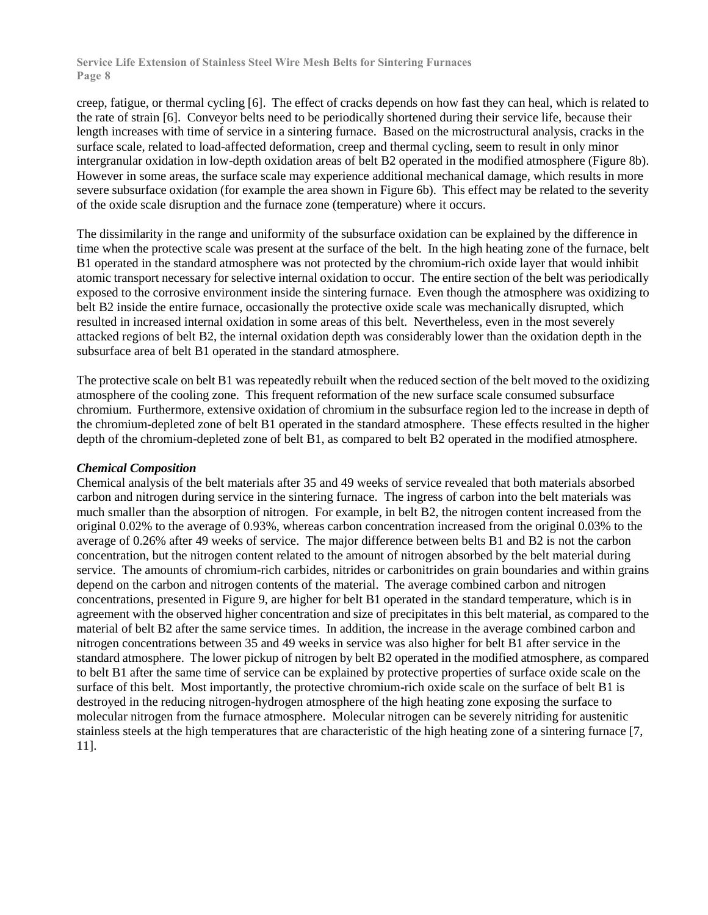creep, fatigue, or thermal cycling [6]. The effect of cracks depends on how fast they can heal, which is related to the rate of strain [6]. Conveyor belts need to be periodically shortened during their service life, because their length increases with time of service in a sintering furnace. Based on the microstructural analysis, cracks in the surface scale, related to load-affected deformation, creep and thermal cycling, seem to result in only minor intergranular oxidation in low-depth oxidation areas of belt B2 operated in the modified atmosphere (Figure 8b). However in some areas, the surface scale may experience additional mechanical damage, which results in more severe subsurface oxidation (for example the area shown in Figure 6b). This effect may be related to the severity of the oxide scale disruption and the furnace zone (temperature) where it occurs.

The dissimilarity in the range and uniformity of the subsurface oxidation can be explained by the difference in time when the protective scale was present at the surface of the belt. In the high heating zone of the furnace, belt B1 operated in the standard atmosphere was not protected by the chromium-rich oxide layer that would inhibit atomic transport necessary for selective internal oxidation to occur. The entire section of the belt was periodically exposed to the corrosive environment inside the sintering furnace. Even though the atmosphere was oxidizing to belt B2 inside the entire furnace, occasionally the protective oxide scale was mechanically disrupted, which resulted in increased internal oxidation in some areas of this belt. Nevertheless, even in the most severely attacked regions of belt B2, the internal oxidation depth was considerably lower than the oxidation depth in the subsurface area of belt B1 operated in the standard atmosphere.

The protective scale on belt B1 was repeatedly rebuilt when the reduced section of the belt moved to the oxidizing atmosphere of the cooling zone. This frequent reformation of the new surface scale consumed subsurface chromium. Furthermore, extensive oxidation of chromium in the subsurface region led to the increase in depth of the chromium-depleted zone of belt B1 operated in the standard atmosphere. These effects resulted in the higher depth of the chromium-depleted zone of belt B1, as compared to belt B2 operated in the modified atmosphere.

### *Chemical Composition*

Chemical analysis of the belt materials after 35 and 49 weeks of service revealed that both materials absorbed carbon and nitrogen during service in the sintering furnace. The ingress of carbon into the belt materials was much smaller than the absorption of nitrogen. For example, in belt B2, the nitrogen content increased from the original 0.02% to the average of 0.93%, whereas carbon concentration increased from the original 0.03% to the average of 0.26% after 49 weeks of service. The major difference between belts B1 and B2 is not the carbon concentration, but the nitrogen content related to the amount of nitrogen absorbed by the belt material during service. The amounts of chromium-rich carbides, nitrides or carbonitrides on grain boundaries and within grains depend on the carbon and nitrogen contents of the material. The average combined carbon and nitrogen concentrations, presented in Figure 9, are higher for belt B1 operated in the standard temperature, which is in agreement with the observed higher concentration and size of precipitates in this belt material, as compared to the material of belt B2 after the same service times. In addition, the increase in the average combined carbon and nitrogen concentrations between 35 and 49 weeks in service was also higher for belt B1 after service in the standard atmosphere. The lower pickup of nitrogen by belt B2 operated in the modified atmosphere, as compared to belt B1 after the same time of service can be explained by protective properties of surface oxide scale on the surface of this belt. Most importantly, the protective chromium-rich oxide scale on the surface of belt B1 is destroyed in the reducing nitrogen-hydrogen atmosphere of the high heating zone exposing the surface to molecular nitrogen from the furnace atmosphere. Molecular nitrogen can be severely nitriding for austenitic stainless steels at the high temperatures that are characteristic of the high heating zone of a sintering furnace [7, 11].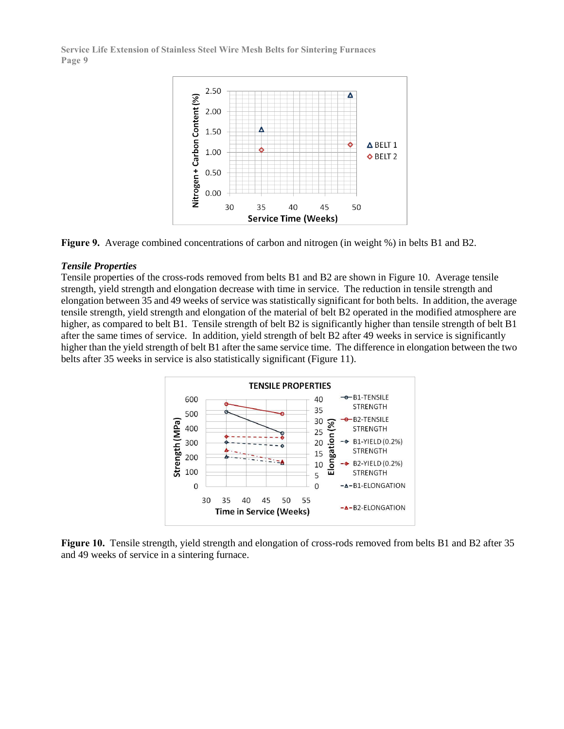**Figure 9.** Average combined concentrations of carbon and nitrogen (in weight %) in belts B1 and B2.

### *Tensile Properties*

Tensile properties of the cross-rods removed from belts B1 and B2 are shown in Figure 10. Average tensile strength, yield strength and elongation decrease with time in service. The reduction in tensile strength and elongation between 35 and 49 weeks of service was statistically significant for both belts. In addition, the average tensile strength, yield strength and elongation of the material of belt B2 operated in the modified atmosphere are higher, as compared to belt B1. Tensile strength of belt B2 is significantly higher than tensile strength of belt B1 after the same times of service. In addition, yield strength of belt B2 after 49 weeks in service is significantly higher than the yield strength of belt B1 after the same service time. The difference in elongation between the two belts after 35 weeks in service is also statistically significant (Figure 11).

**Figure 10.** Tensile strength, yield strength and elongation of cross-rods removed from belts B1 and B2 after 35 and 49 weeks of service in a sintering furnace.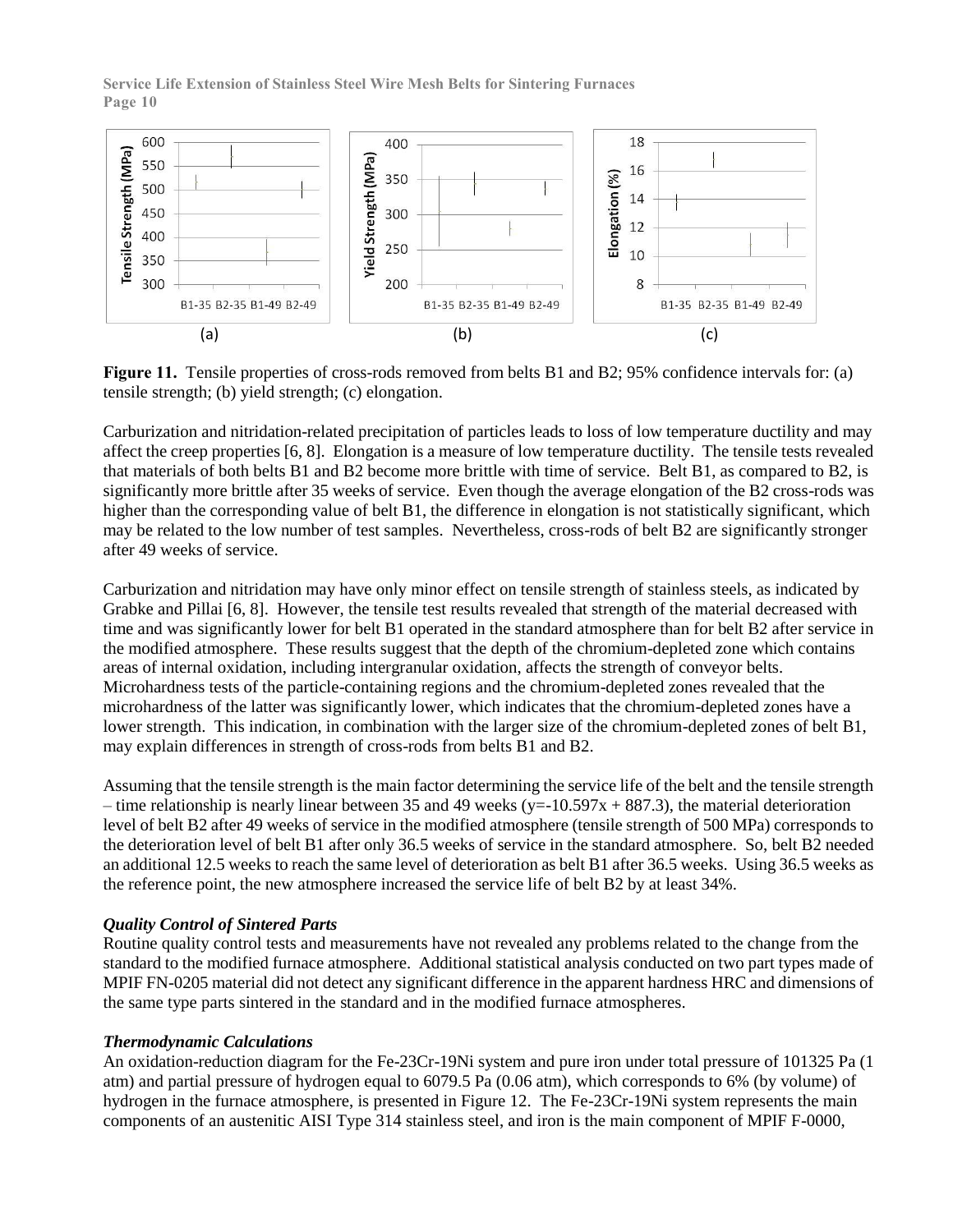**Figure 11.** Tensile properties of cross-rods removed from belts B1 and B2; 95% confidence intervals for: (a) tensile strength; (b) yield strength; (c) elongation.

Carburization and nitridation-related precipitation of particles leads to loss of low temperature ductility and may affect the creep properties [6, 8]. Elongation is a measure of low temperature ductility. The tensile tests revealed that materials of both belts B1 and B2 become more brittle with time of service. Belt B1, as compared to B2, is significantly more brittle after 35 weeks of service. Even though the average elongation of the B2 cross-rods was higher than the corresponding value of belt B1, the difference in elongation is not statistically significant, which may be related to the low number of test samples. Nevertheless, cross-rods of belt B2 are significantly stronger after 49 weeks of service.

Carburization and nitridation may have only minor effect on tensile strength of stainless steels, as indicated by Grabke and Pillai [6, 8]. However, the tensile test results revealed that strength of the material decreased with time and was significantly lower for belt B1 operated in the standard atmosphere than for belt B2 after service in the modified atmosphere. These results suggest that the depth of the chromium-depleted zone which contains areas of internal oxidation, including intergranular oxidation, affects the strength of conveyor belts. Microhardness tests of the particle-containing regions and the chromium-depleted zones revealed that the microhardness of the latter was significantly lower, which indicates that the chromium-depleted zones have a lower strength. This indication, in combination with the larger size of the chromium-depleted zones of belt B1, may explain differences in strength of cross-rods from belts B1 and B2.

Assuming that the tensile strength is the main factor determining the service life of the belt and the tensile strength – time relationship is nearly linear between 35 and 49 weeks ($y=-10.597x + 887.3$), the material deterioration level of belt B2 after 49 weeks of service in the modified atmosphere (tensile strength of 500 MPa) corresponds to the deterioration level of belt B1 after only 36.5 weeks of service in the standard atmosphere. So, belt B2 needed an additional 12.5 weeks to reach the same level of deterioration as belt B1 after 36.5 weeks. Using 36.5 weeks as the reference point, the new atmosphere increased the service life of belt B2 by at least 34%.

### *Quality Control of Sintered Parts*

Routine quality control tests and measurements have not revealed any problems related to the change from the standard to the modified furnace atmosphere. Additional statistical analysis conducted on two part types made of MPIF FN-0205 material did not detect any significant difference in the apparent hardness HRC and dimensions of the same type parts sintered in the standard and in the modified furnace atmospheres.

### *Thermodynamic Calculations*

An oxidation-reduction diagram for the Fe-23Cr-19Ni system and pure iron under total pressure of 101325 Pa (1 atm) and partial pressure of hydrogen equal to 6079.5 Pa (0.06 atm), which corresponds to 6% (by volume) of hydrogen in the furnace atmosphere, is presented in Figure 12. The Fe-23Cr-19Ni system represents the main components of an austenitic AISI Type 314 stainless steel, and iron is the main component of MPIF F-0000,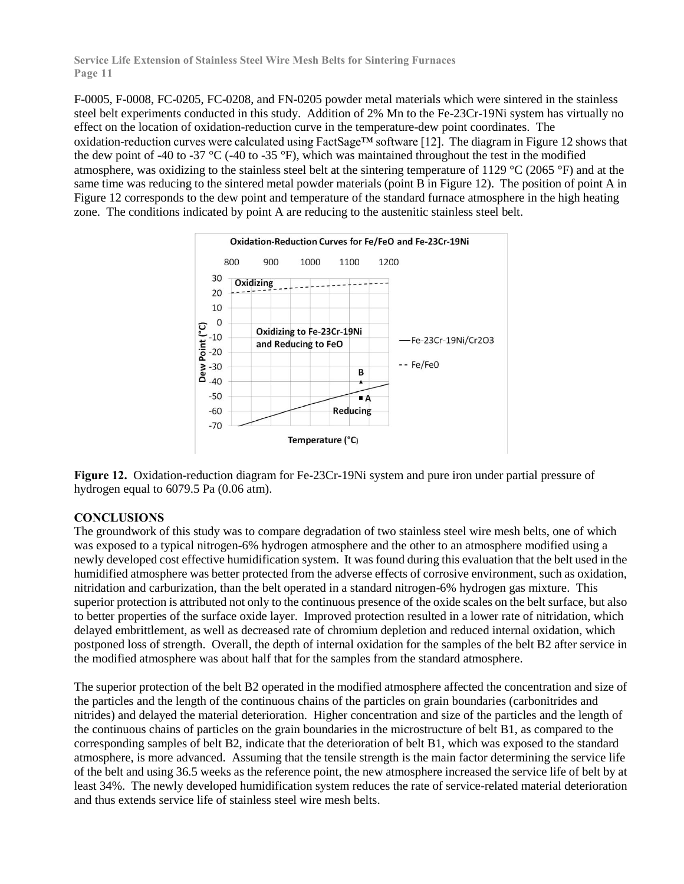F-0005, F-0008, FC-0205, FC-0208, and FN-0205 powder metal materials which were sintered in the stainless steel belt experiments conducted in this study. Addition of 2% Mn to the Fe-23Cr-19Ni system has virtually no effect on the location of oxidation-reduction curve in the temperature-dew point coordinates. The oxidation-reduction curves were calculated using FactSage™ software [12]. The diagram in Figure 12 shows that the dew point of -40 to -37 °C (-40 to -35 °F), which was maintained throughout the test in the modified atmosphere, was oxidizing to the stainless steel belt at the sintering temperature of 1129 °C (2065 °F) and at the same time was reducing to the sintered metal powder materials (point B in Figure 12). The position of point A in Figure 12 corresponds to the dew point and temperature of the standard furnace atmosphere in the high heating zone. The conditions indicated by point A are reducing to the austenitic stainless steel belt.

**Figure 12.** Oxidation-reduction diagram for Fe-23Cr-19Ni system and pure iron under partial pressure of hydrogen equal to 6079.5 Pa (0.06 atm).

## CONCLUSIONS

The groundwork of this study was to compare degradation of two stainless steel wire mesh belts, one of which was exposed to a typical nitrogen-6% hydrogen atmosphere and the other to an atmosphere modified using a newly developed cost effective humidification system. It was found during this evaluation that the belt used in the humidified atmosphere was better protected from the adverse effects of corrosive environment, such as oxidation, nitridation and carburization, than the belt operated in a standard nitrogen-6% hydrogen gas mixture. This superior protection is attributed not only to the continuous presence of the oxide scales on the belt surface, but also to better properties of the surface oxide layer. Improved protection resulted in a lower rate of nitridation, which delayed embrittlement, as well as decreased rate of chromium depletion and reduced internal oxidation, which postponed loss of strength. Overall, the depth of internal oxidation for the samples of the belt B2 after service in the modified atmosphere was about half that for the samples from the standard atmosphere.

The superior protection of the belt B2 operated in the modified atmosphere affected the concentration and size of the particles and the length of the continuous chains of the particles on grain boundaries (carbonitrides and nitrides) and delayed the material deterioration. Higher concentration and size of the particles and the length of the continuous chains of particles on the grain boundaries in the microstructure of belt B1, as compared to the corresponding samples of belt B2, indicate that the deterioration of belt B1, which was exposed to the standard atmosphere, is more advanced. Assuming that the tensile strength is the main factor determining the service life of the belt and using 36.5 weeks as the reference point, the new atmosphere increased the service life of belt by at least 34%. The newly developed humidification system reduces the rate of service-related material deterioration and thus extends service life of stainless steel wire mesh belts.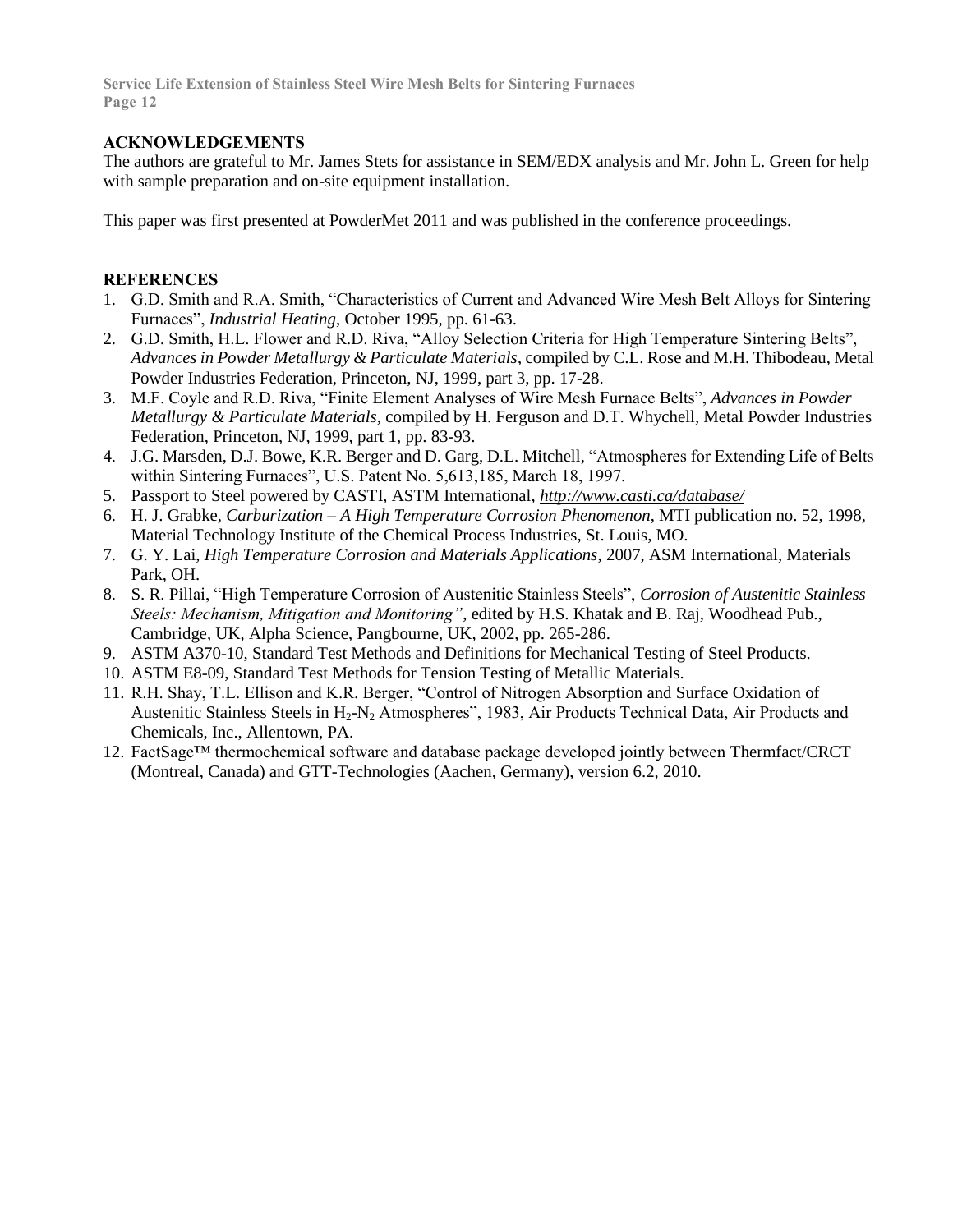## ACKNOWLEDGEMENTS

The authors are grateful to Mr. James Stets for assistance in SEM/EDX analysis and Mr. John L. Green for help with sample preparation and on-site equipment installation.

This paper was first presented at PowderMet 2011 and was published in the conference proceedings.

## REFERENCES

1. G.D. Smith and R.A. Smith, "Characteristics of Current and Advanced Wire Mesh Belt Alloys for Sintering Furnaces", *Industrial Heating*, October 1995, pp. 61-63.
2. G.D. Smith, H.L. Flower and R.D. Riva, "Alloy Selection Criteria for High Temperature Sintering Belts", *Advances in Powder Metallurgy & Particulate Materials*, compiled by C.L. Rose and M.H. Thibodeau, Metal Powder Industries Federation, Princeton, NJ, 1999, part 3, pp. 17-28.
3. M.F. Coyle and R.D. Riva, "Finite Element Analyses of Wire Mesh Furnace Belts", *Advances in Powder Metallurgy & Particulate Materials*, compiled by H. Ferguson and D.T. Whychell, Metal Powder Industries Federation, Princeton, NJ, 1999, part 1, pp. 83-93.
4. J.G. Marsden, D.J. Bowe, K.R. Berger and D. Garg, D.L. Mitchell, "Atmospheres for Extending Life of Belts within Sintering Furnaces", U.S. Patent No. 5,613,185, March 18, 1997.
5. Passport to Steel powered by CASTI, ASTM International, *http://www.casti.ca/database/*
6. H. J. Grabke, *Carburization – A High Temperature Corrosion Phenomenon*, MTI publication no. 52, 1998, Material Technology Institute of the Chemical Process Industries, St. Louis, MO.
7. G. Y. Lai, *High Temperature Corrosion and Materials Applications*, 2007, ASM International, Materials Park, OH.
8. S. R. Pillai, "High Temperature Corrosion of Austenitic Stainless Steels", *Corrosion of Austenitic Stainless Steels: Mechanism, Mitigation and Monitoring"*, edited by H.S. Khatak and B. Raj, Woodhead Pub., Cambridge, UK, Alpha Science, Pangbourne, UK, 2002, pp. 265-286.
9. ASTM A370-10, Standard Test Methods and Definitions for Mechanical Testing of Steel Products.
10. ASTM E8-09, Standard Test Methods for Tension Testing of Metallic Materials.
11. R.H. Shay, T.L. Ellison and K.R. Berger, "Control of Nitrogen Absorption and Surface Oxidation of Austenitic Stainless Steels in $H_2$-$N_2$ Atmospheres", 1983, Air Products Technical Data, Air Products and Chemicals, Inc., Allentown, PA.
12. FactSage™ thermochemical software and database package developed jointly between Thermfact/CRCT (Montreal, Canada) and GTT-Technologies (Aachen, Germany), version 6.2, 2010.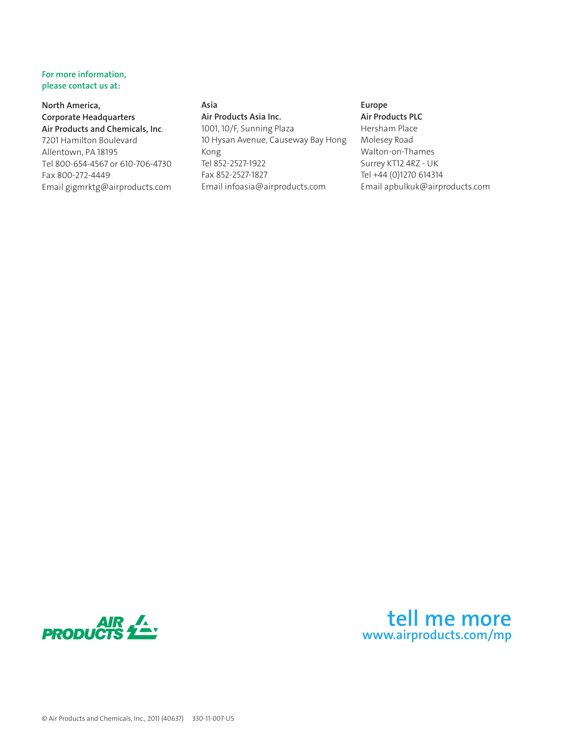**For more information, please contact us at:**

**North America,**
**Corporate Headquarters**
**Air Products and Chemicals, Inc.**
7201 Hamilton Boulevard
Allentown, PA 18195
Tel 800-654-4567 or 610-706-4730
Fax 800-272-4449
Email gigmrktg@airproducts.com

**Asia**
**Air Products Asia Inc.**
1001, 10/F, Sunning Plaza
10 Hysan Avenue, Causeway Bay Hong Kong
Tel 852-2527-1922
Fax 852-2527-1827
Email infoasia@airproducts.com

**Europe**
**Air Products PLC**
Hersham Place
Molesey Road
Walton-on-Thames
Surrey KT12 4RZ - UK
Tel +44 (0)1270 614314
Email apbulkuk@airproducts.com

AIR PRODUCTS

tell me more
www.airproducts.com/mp

© Air Products and Chemicals, Inc., 2011 (40637) 330-11-007-US